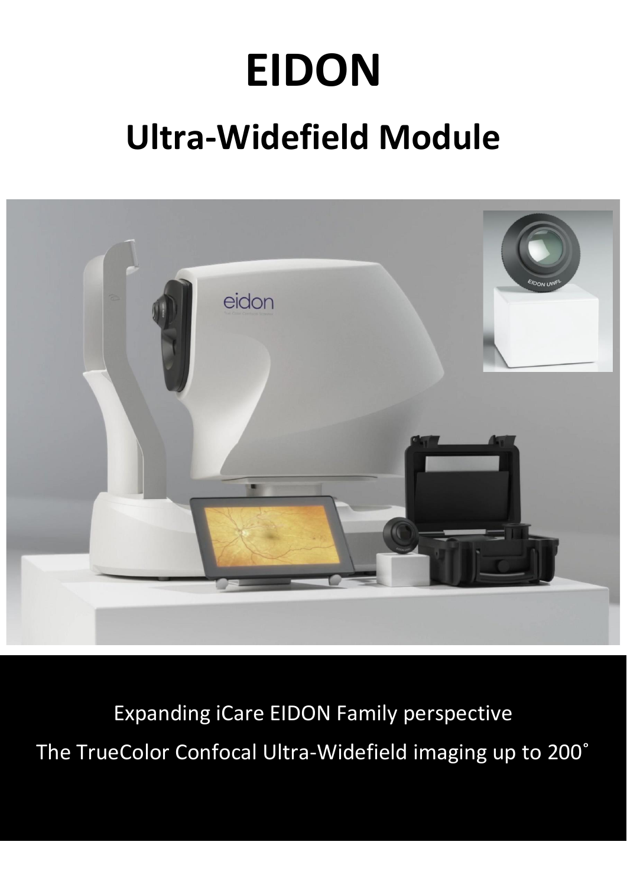# EIDON

## Ultra-Widefield Module

Expanding iCare EIDON Family perspective

The TrueColor Confocal Ultra-Widefield imaging up to 200˚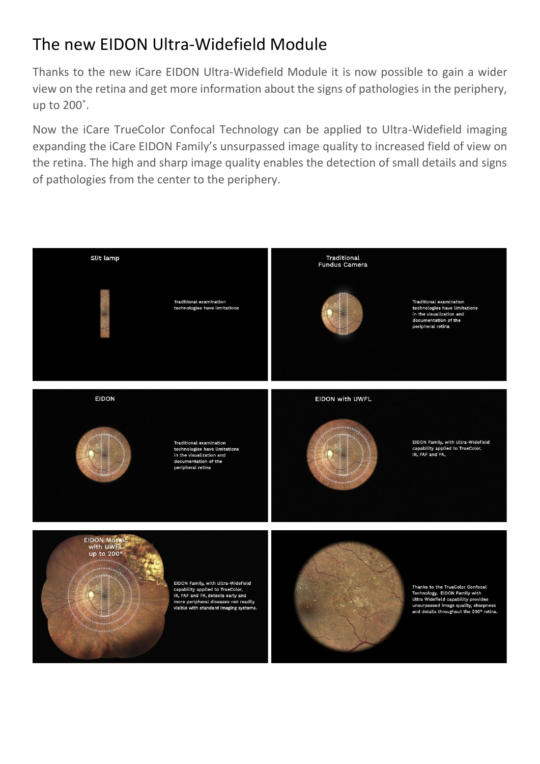# The new EIDON Ultra-Widefield Module

Thanks to the new iCare EIDON Ultra-Widefield Module it is now possible to gain a wider view on the retina and get more information about the signs of pathologies in the periphery, up to 200˚.

Now the iCare TrueColor Confocal Technology can be applied to Ultra-Widefield imaging expanding the iCare EIDON Family's unsurpassed image quality to increased field of view on the retina. The high and sharp image quality enables the detection of small details and signs of pathologies from the center to the periphery.

**Slit lamp**

Traditional examination technologies have limitations

**Traditional Fundus Camera**

Traditional examination technologies have limitations in the visualization and documentation of the peripheral retina

**EIDON**

Traditional examination technologies have limitations in the visualization and documentation of the peripheral retina

**EIDON with UWFL**

EIDON Family, with Ultra-Widefield capability applied to TrueColor, IR, FAF and FA,

**EIDON Mosaic with UWFL up to 200°**

EIDON Family, with Ultra-Widefield capability applied to TrueColor, IR, FAF and FA, detects early and more peripheral diseases not readily visible with standard imaging systems.

Thanks to the TrueColor Confocal Technology, EIDON Family with Ultra Widefield capability provides unsurpassed image quality, sharpness and details throughout the 200° retina.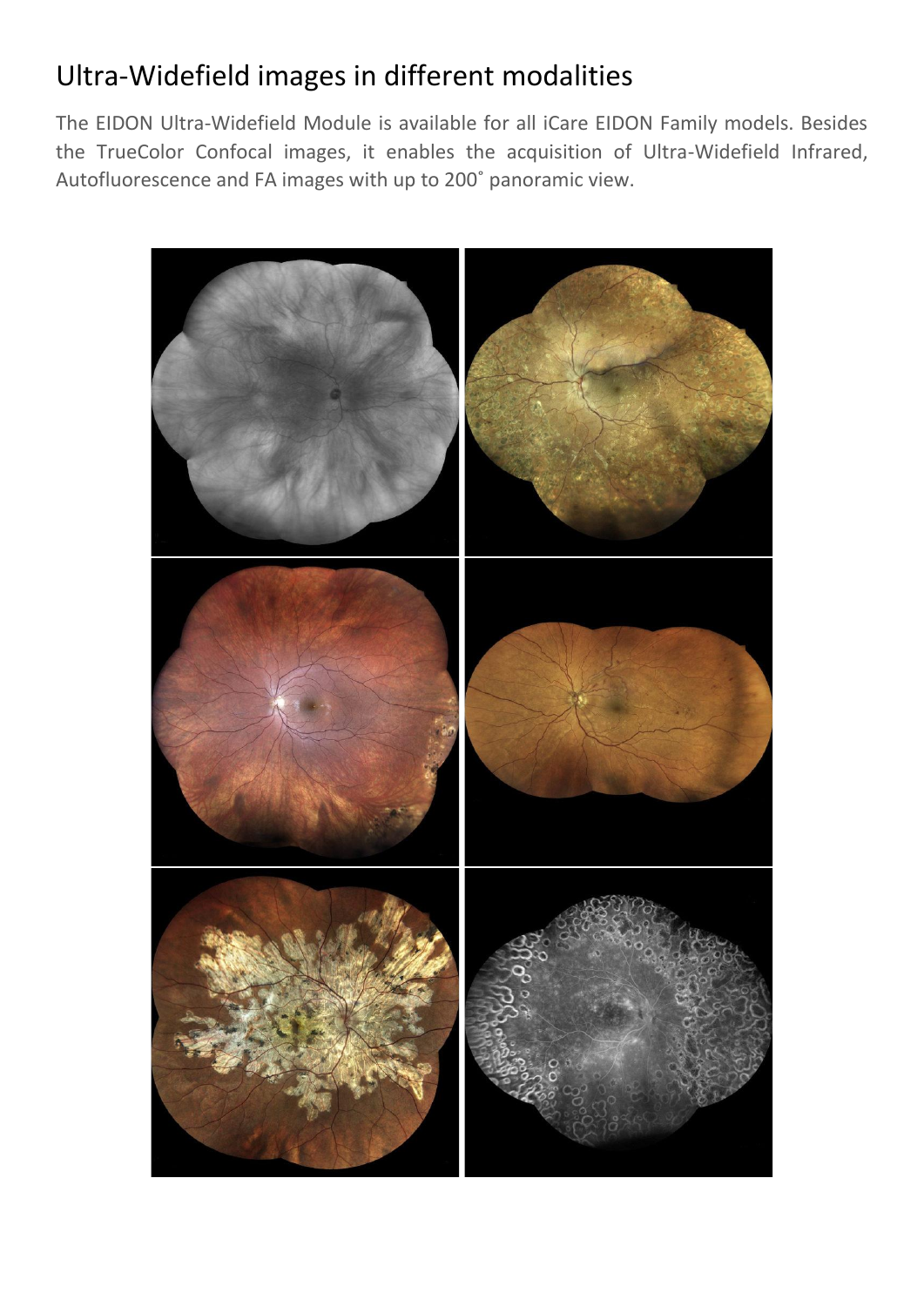# Ultra-Widefield images in different modalities

The EIDON Ultra-Widefield Module is available for all iCare EIDON Family models. Besides the TrueColor Confocal images, it enables the acquisition of Ultra-Widefield Infrared, Autofluorescence and FA images with up to 200˚ panoramic view.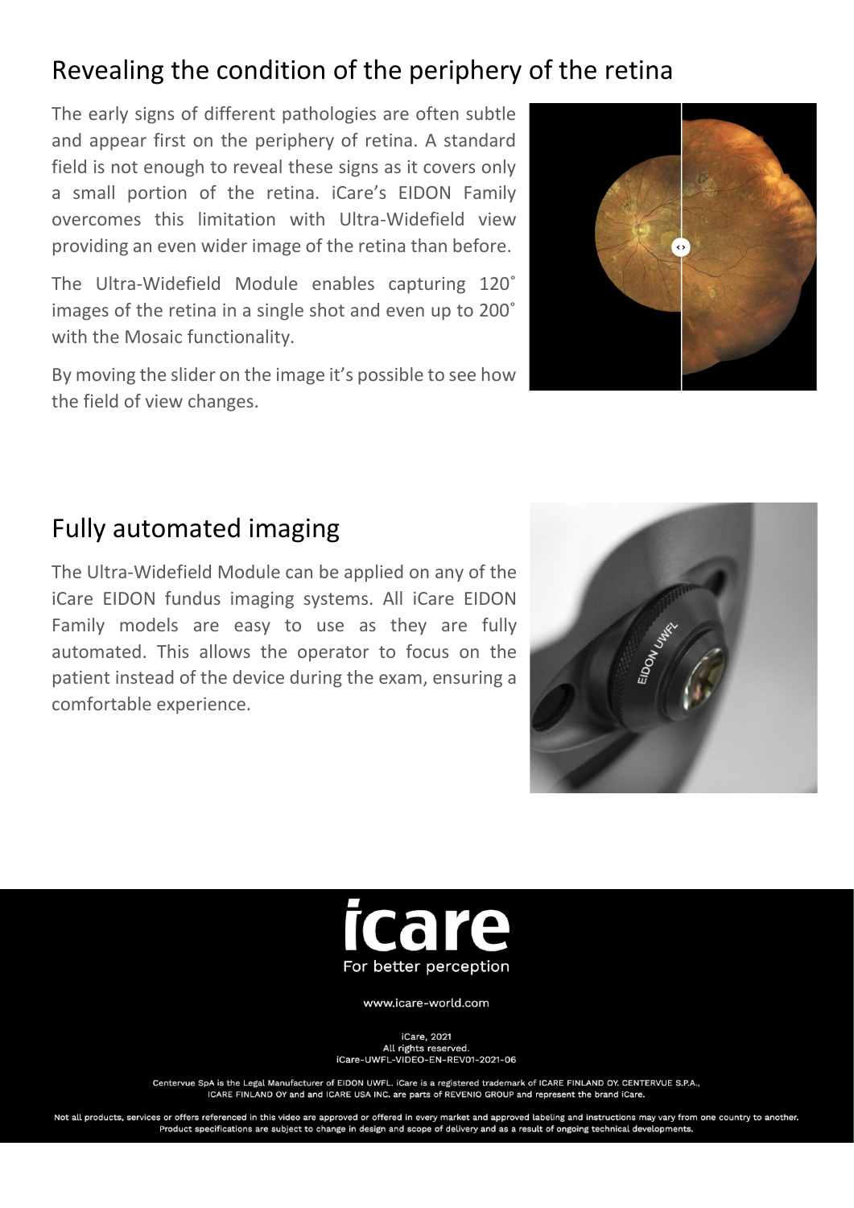## Revealing the condition of the periphery of the retina

The early signs of different pathologies are often subtle and appear first on the periphery of retina. A standard field is not enough to reveal these signs as it covers only a small portion of the retina. iCare's EIDON Family overcomes this limitation with Ultra-Widefield view providing an even wider image of the retina than before.

The Ultra-Widefield Module enables capturing 120˚ images of the retina in a single shot and even up to 200˚ with the Mosaic functionality.

By moving the slider on the image it's possible to see how the field of view changes.

## Fully automated imaging

The Ultra-Widefield Module can be applied on any of the iCare EIDON fundus imaging systems. All iCare EIDON Family models are easy to use as they are fully automated. This allows the operator to focus on the patient instead of the device during the exam, ensuring a comfortable experience.

icare

For better perception

www.icare-world.com

iCare, 2021
All rights reserved.
iCare-UWFL-VIDEO-EN-REV01-2021-06

Centervue SpA is the Legal Manufacturer of EIDON UWFL. iCare is a registered trademark of ICARE FINLAND OY. CENTERVUE S.P.A., ICARE FINLAND OY and and ICARE USA INC. are parts of REVENIO GROUP and represent the brand iCare.

Not all products, services or offers referenced in this video are approved or offered in every market and approved labeling and instructions may vary from one country to another. Product specifications are subject to change in design and scope of delivery and as a result of ongoing technical developments.